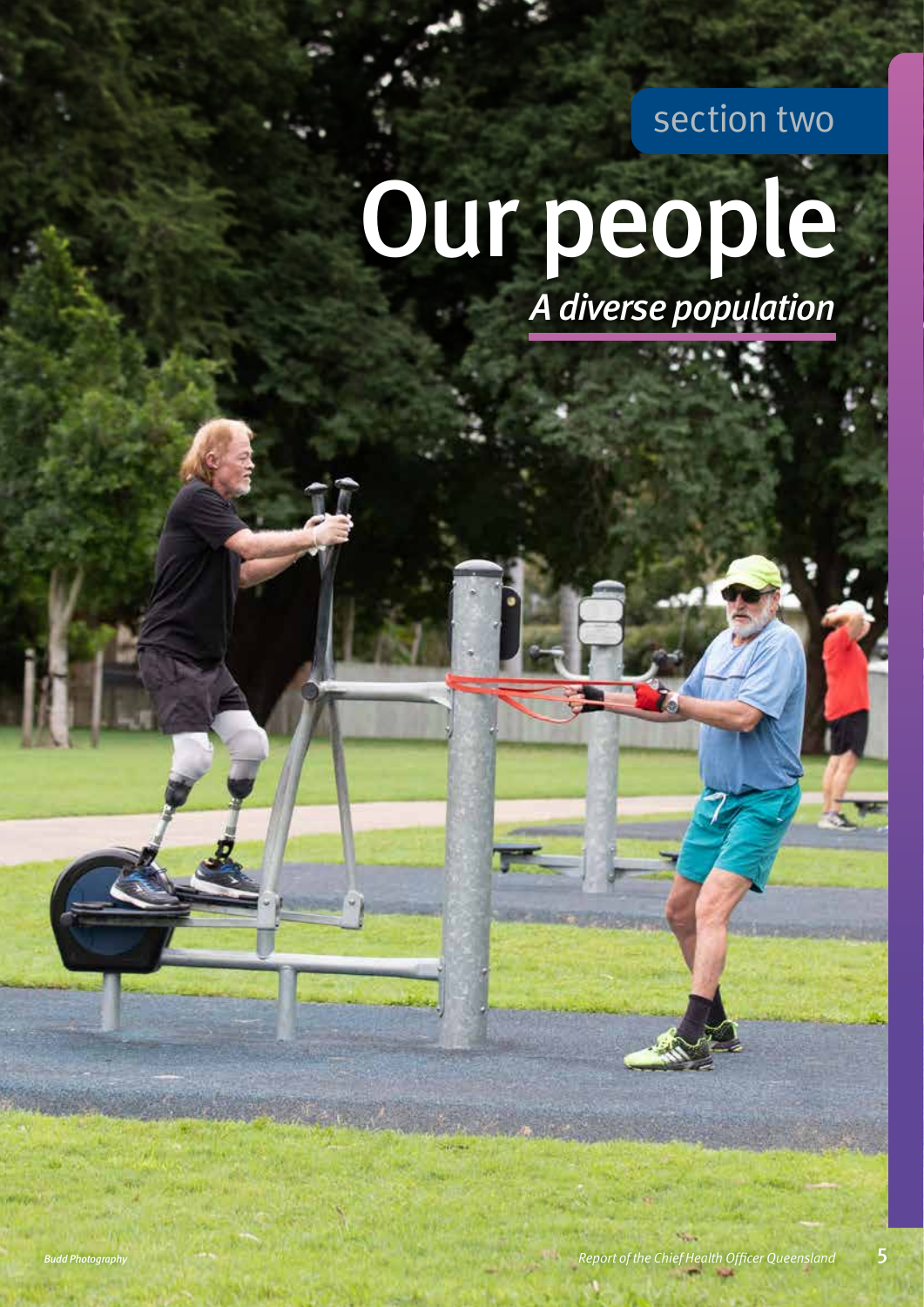section two

# Our people

## *A diverse population*

*Budd Photography*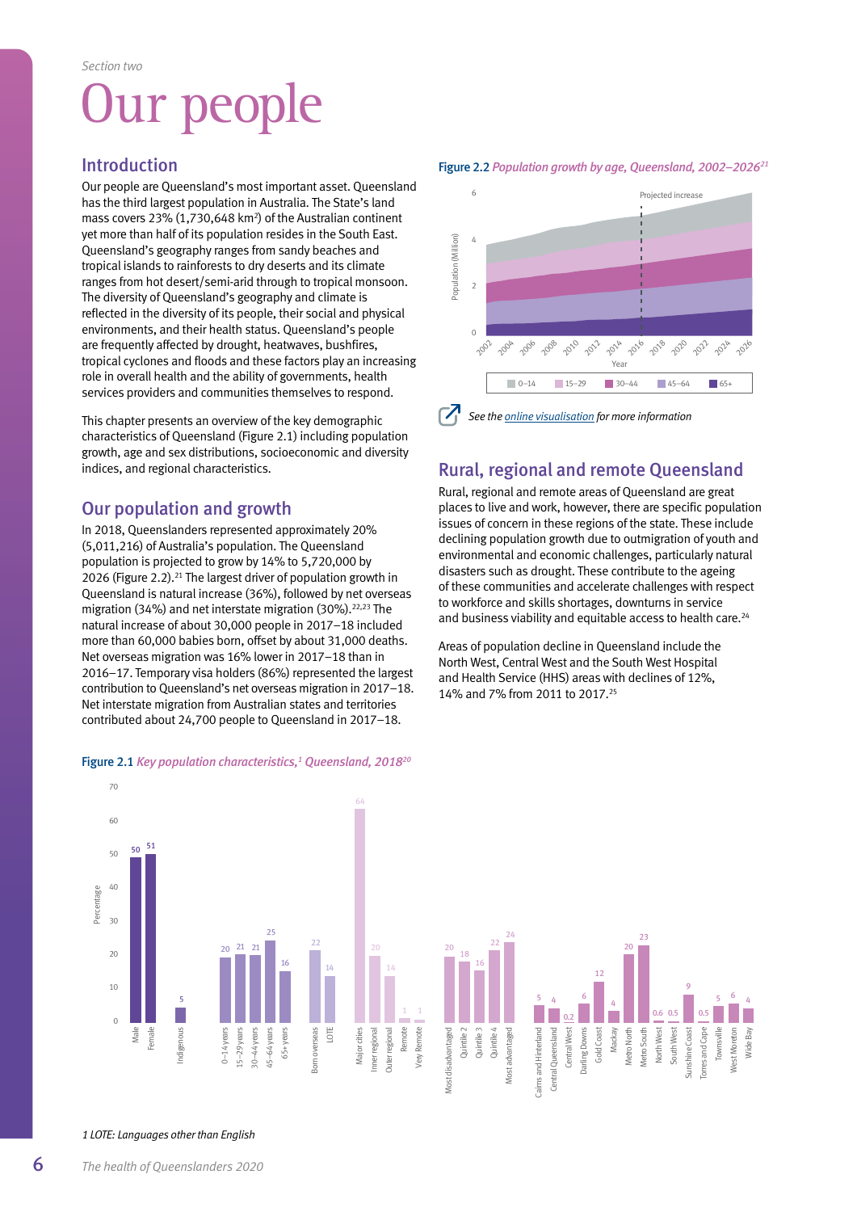Section two

# Our people

## Introduction

Our people are Queensland's most important asset. Queensland has the third largest population in Australia. The State's land mass covers 23% (1,730,648 km$^2$) of the Australian continent yet more than half of its population resides in the South East. Queensland's geography ranges from sandy beaches and tropical islands to rainforests to dry deserts and its climate ranges from hot desert/semi-arid through to tropical monsoon. The diversity of Queensland's geography and climate is reflected in the diversity of its people, their social and physical environments, and their health status. Queensland's people are frequently affected by drought, heatwaves, bushfires, tropical cyclones and floods and these factors play an increasing role in overall health and the ability of governments, health services providers and communities themselves to respond.

This chapter presents an overview of the key demographic characteristics of Queensland (Figure 2.1) including population growth, age and sex distributions, socioeconomic and diversity indices, and regional characteristics.

## Our population and growth

In 2018, Queenslanders represented approximately 20% (5,011,216) of Australia's population. The Queensland population is projected to grow by 14% to 5,720,000 by 2026 (Figure 2.2).[21] The largest driver of population growth in Queensland is natural increase (36%), followed by net overseas migration (34%) and net interstate migration (30%).[22,23] The natural increase of about 30,000 people in 2017–18 included more than 60,000 babies born, offset by about 31,000 deaths. Net overseas migration was 16% lower in 2017–18 than in 2016–17. Temporary visa holders (86%) represented the largest contribution to Queensland's net overseas migration in 2017–18. Net interstate migration from Australian states and territories contributed about 24,700 people to Queensland in 2017–18.

**Figure 2.2** *Population growth by age, Queensland, 2002–2026*[21]

See the online visualisation for more information

## Rural, regional and remote Queensland

Rural, regional and remote areas of Queensland are great places to live and work, however, there are specific population issues of concern in these regions of the state. These include declining population growth due to outmigration of youth and environmental and economic challenges, particularly natural disasters such as drought. These contribute to the ageing of these communities and accelerate challenges with respect to workforce and skills shortages, downturns in service and business viability and equitable access to health care.[24]

Areas of population decline in Queensland include the North West, Central West and the South West Hospital and Health Service (HHS) areas with declines of 12%, 14% and 7% from 2011 to 2017.[25]

**Figure 2.1** *Key population characteristics,[1] Queensland, 2018*[20]

| Characteristic | Percentage |
|---|---|
| Male | 50 |
| Female | 51 |
| Indigenous | 5 |
| 0–14 years | 20 |
| 15–29 years | 21 |
| 30–44 years | 21 |
| 45–64 years | 25 |
| 65+ years | 16 |
| Born overseas | 22 |
| LOTE | 14 |
| Major cities | 64 |
| Inner regional | 20 |
| Outer regional | 14 |
| Remote | 1 |
| Very Remote | 1 |
| Most disadvantaged | 20 |
| Quintile 2 | 18 |
| Quintile 3 | 16 |
| Quintile 4 | 22 |
| Most advantaged | 24 |
| Cairns and Hinterland | 5 |
| Central Queensland | 4 |
| Central West | 0.2 |
| Darling Downs | 6 |
| Gold Coast | 12 |
| Mackay | 4 |
| Metro North | 20 |
| Metro South | 23 |
| North West | 0.6 |
| South West | 0.5 |
| Sunshine Coast | 9 |
| Torres and Cape | 0.5 |
| Townsville | 5 |
| West Moreton | 6 |
| Wide Bay | 4 |

*1 LOTE: Languages other than English*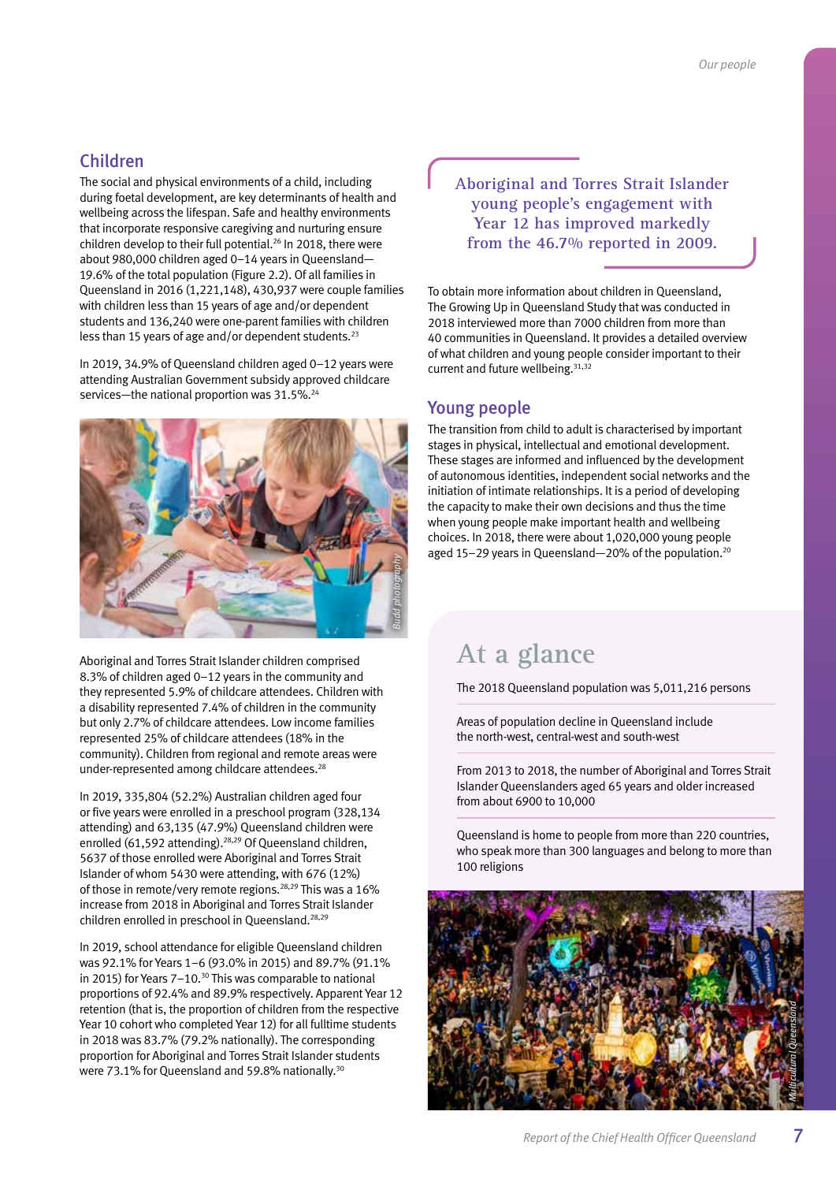## Children

The social and physical environments of a child, including during foetal development, are key determinants of health and wellbeing across the lifespan. Safe and healthy environments that incorporate responsive caregiving and nurturing ensure children develop to their full potential.[26] In 2018, there were about 980,000 children aged 0–14 years in Queensland—19.6% of the total population (Figure 2.2). Of all families in Queensland in 2016 (1,221,148), 430,937 were couple families with children less than 15 years of age and/or dependent students and 136,240 were one-parent families with children less than 15 years of age and/or dependent students.[23]

In 2019, 34.9% of Queensland children aged 0–12 years were attending Australian Government subsidy approved childcare services—the national proportion was 31.5%.[24]

*Budd photography*

Aboriginal and Torres Strait Islander children comprised 8.3% of children aged 0–12 years in the community and they represented 5.9% of childcare attendees. Children with a disability represented 7.4% of children in the community but only 2.7% of childcare attendees. Low income families represented 25% of childcare attendees (18% in the community). Children from regional and remote areas were under-represented among childcare attendees.[28]

In 2019, 335,804 (52.2%) Australian children aged four or five years were enrolled in a preschool program (328,134 attending) and 63,135 (47.9%) Queensland children were enrolled (61,592 attending).[28,29] Of Queensland children, 5637 of those enrolled were Aboriginal and Torres Strait Islander of whom 5430 were attending, with 676 (12%) of those in remote/very remote regions.[28,29] This was a 16% increase from 2018 in Aboriginal and Torres Strait Islander children enrolled in preschool in Queensland.[28,29]

In 2019, school attendance for eligible Queensland children was 92.1% for Years 1–6 (93.0% in 2015) and 89.7% (91.1% in 2015) for Years 7–10.[30] This was comparable to national proportions of 92.4% and 89.9% respectively. Apparent Year 12 retention (that is, the proportion of children from the respective Year 10 cohort who completed Year 12) for all fulltime students in 2018 was 83.7% (79.2% nationally). The corresponding proportion for Aboriginal and Torres Strait Islander students were 73.1% for Queensland and 59.8% nationally.[30]

> Aboriginal and Torres Strait Islander young people's engagement with Year 12 has improved markedly from the 46.7% reported in 2009.

To obtain more information about children in Queensland, The Growing Up in Queensland Study that was conducted in 2018 interviewed more than 7000 children from more than 40 communities in Queensland. It provides a detailed overview of what children and young people consider important to their current and future wellbeing.[31,32]

## Young people

The transition from child to adult is characterised by important stages in physical, intellectual and emotional development. These stages are informed and influenced by the development of autonomous identities, independent social networks and the initiation of intimate relationships. It is a period of developing the capacity to make their own decisions and thus the time when young people make important health and wellbeing choices. In 2018, there were about 1,020,000 young people aged 15–29 years in Queensland—20% of the population.[20]

## At a glance

The 2018 Queensland population was 5,011,216 persons

Areas of population decline in Queensland include the north-west, central-west and south-west

From 2013 to 2018, the number of Aboriginal and Torres Strait Islander Queenslanders aged 65 years and older increased from about 6900 to 10,000

Queensland is home to people from more than 220 countries, who speak more than 300 languages and belong to more than 100 religions

*Multicultural Queensland*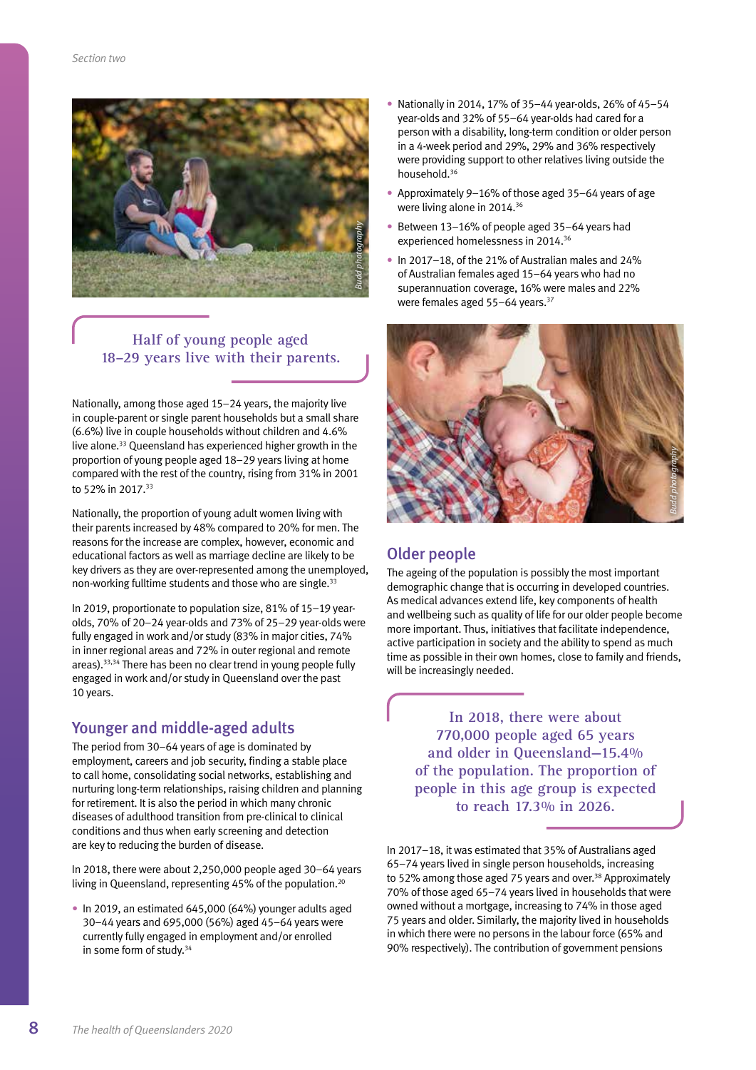Half of young people aged 18–29 years live with their parents.

Nationally, among those aged 15–24 years, the majority live in couple-parent or single parent households but a small share (6.6%) live in couple households without children and 4.6% live alone.[33] Queensland has experienced higher growth in the proportion of young people aged 18–29 years living at home compared with the rest of the country, rising from 31% in 2001 to 52% in 2017.[33]

Nationally, the proportion of young adult women living with their parents increased by 48% compared to 20% for men. The reasons for the increase are complex, however, economic and educational factors as well as marriage decline are likely to be key drivers as they are over-represented among the unemployed, non-working fulltime students and those who are single.[33]

In 2019, proportionate to population size, 81% of 15–19 year-olds, 70% of 20–24 year-olds and 73% of 25–29 year-olds were fully engaged in work and/or study (83% in major cities, 74% in inner regional areas and 72% in outer regional and remote areas).[33,34] There has been no clear trend in young people fully engaged in work and/or study in Queensland over the past 10 years.

## Younger and middle-aged adults

The period from 30–64 years of age is dominated by employment, careers and job security, finding a stable place to call home, consolidating social networks, establishing and nurturing long-term relationships, raising children and planning for retirement. It is also the period in which many chronic diseases of adulthood transition from pre-clinical to clinical conditions and thus when early screening and detection are key to reducing the burden of disease.

In 2018, there were about 2,250,000 people aged 30–64 years living in Queensland, representing 45% of the population.[20]

- In 2019, an estimated 645,000 (64%) younger adults aged 30–44 years and 695,000 (56%) aged 45–64 years were currently fully engaged in employment and/or enrolled in some form of study.[34]
- Nationally in 2014, 17% of 35–44 year-olds, 26% of 45–54 year-olds and 32% of 55–64 year-olds had cared for a person with a disability, long-term condition or older person in a 4-week period and 29%, 29% and 36% respectively were providing support to other relatives living outside the household.[36]
- Approximately 9–16% of those aged 35–64 years of age were living alone in 2014.[36]
- Between 13–16% of people aged 35–64 years had experienced homelessness in 2014.[36]
- In 2017–18, of the 21% of Australian males and 24% of Australian females aged 15–64 years who had no superannuation coverage, 16% were males and 22% were females aged 55–64 years.[37]

## Older people

The ageing of the population is possibly the most important demographic change that is occurring in developed countries. As medical advances extend life, key components of health and wellbeing such as quality of life for our older people become more important. Thus, initiatives that facilitate independence, active participation in society and the ability to spend as much time as possible in their own homes, close to family and friends, will be increasingly needed.

In 2018, there were about 770,000 people aged 65 years and older in Queensland—15.4% of the population. The proportion of people in this age group is expected to reach 17.3% in 2026.

In 2017–18, it was estimated that 35% of Australians aged 65–74 years lived in single person households, increasing to 52% among those aged 75 years and over.[38] Approximately 70% of those aged 65–74 years lived in households that were owned without a mortgage, increasing to 74% in those aged 75 years and older. Similarly, the majority lived in households in which there were no persons in the labour force (65% and 90% respectively). The contribution of government pensions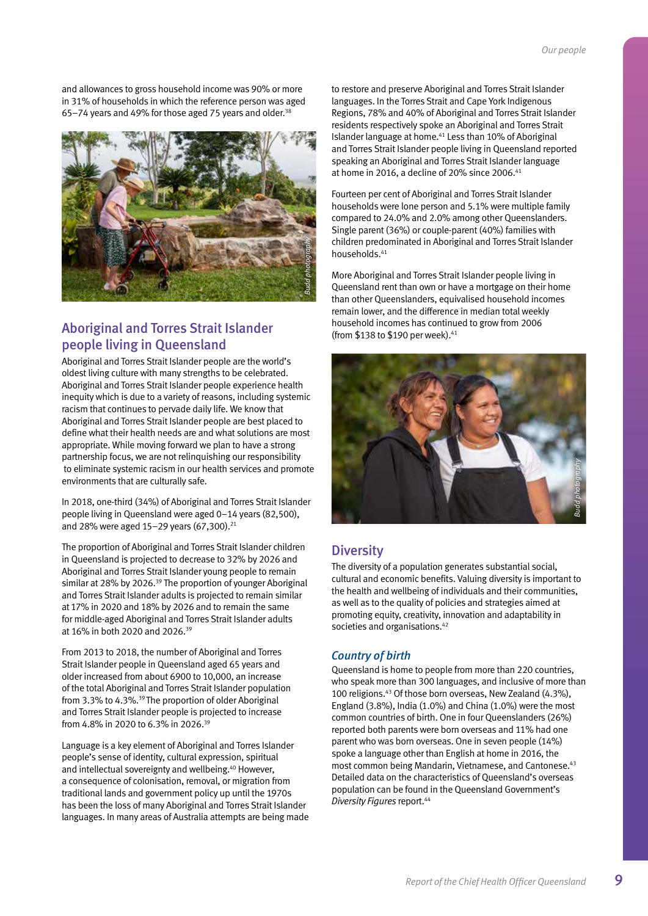and allowances to gross household income was 90% or more in 31% of households in which the reference person was aged 65–74 years and 49% for those aged 75 years and older.[38]

## Aboriginal and Torres Strait Islander people living in Queensland

Aboriginal and Torres Strait Islander people are the world's oldest living culture with many strengths to be celebrated. Aboriginal and Torres Strait Islander people experience health inequity which is due to a variety of reasons, including systemic racism that continues to pervade daily life. We know that Aboriginal and Torres Strait Islander people are best placed to define what their health needs are and what solutions are most appropriate. While moving forward we plan to have a strong partnership focus, we are not relinquishing our responsibility to eliminate systemic racism in our health services and promote environments that are culturally safe.

In 2018, one-third (34%) of Aboriginal and Torres Strait Islander people living in Queensland were aged 0–14 years (82,500), and 28% were aged 15–29 years (67,300).[21]

The proportion of Aboriginal and Torres Strait Islander children in Queensland is projected to decrease to 32% by 2026 and Aboriginal and Torres Strait Islander young people to remain similar at 28% by 2026.[39] The proportion of younger Aboriginal and Torres Strait Islander adults is projected to remain similar at 17% in 2020 and 18% by 2026 and to remain the same for middle-aged Aboriginal and Torres Strait Islander adults at 16% in both 2020 and 2026.[39]

From 2013 to 2018, the number of Aboriginal and Torres Strait Islander people in Queensland aged 65 years and older increased from about 6900 to 10,000, an increase of the total Aboriginal and Torres Strait Islander population from 3.3% to 4.3%.[39] The proportion of older Aboriginal and Torres Strait Islander people is projected to increase from 4.8% in 2020 to 6.3% in 2026.[39]

Language is a key element of Aboriginal and Torres Islander people's sense of identity, cultural expression, spiritual and intellectual sovereignty and wellbeing.[40] However, a consequence of colonisation, removal, or migration from traditional lands and government policy up until the 1970s has been the loss of many Aboriginal and Torres Strait Islander languages. In many areas of Australia attempts are being made to restore and preserve Aboriginal and Torres Strait Islander languages. In the Torres Strait and Cape York Indigenous Regions, 78% and 40% of Aboriginal and Torres Strait Islander residents respectively spoke an Aboriginal and Torres Strait Islander language at home.[41] Less than 10% of Aboriginal and Torres Strait Islander people living in Queensland reported speaking an Aboriginal and Torres Strait Islander language at home in 2016, a decline of 20% since 2006.[41]

Fourteen per cent of Aboriginal and Torres Strait Islander households were lone person and 5.1% were multiple family compared to 24.0% and 2.0% among other Queenslanders. Single parent (36%) or couple-parent (40%) families with children predominated in Aboriginal and Torres Strait Islander households.[41]

More Aboriginal and Torres Strait Islander people living in Queensland rent than own or have a mortgage on their home than other Queenslanders, equivalised household incomes remain lower, and the difference in median total weekly household incomes has continued to grow from 2006 (from $138 to $190 per week).[41]

## Diversity

The diversity of a population generates substantial social, cultural and economic benefits. Valuing diversity is important to the health and wellbeing of individuals and their communities, as well as to the quality of policies and strategies aimed at promoting equity, creativity, innovation and adaptability in societies and organisations.[42]

### *Country of birth*

Queensland is home to people from more than 220 countries, who speak more than 300 languages, and inclusive of more than 100 religions.[43] Of those born overseas, New Zealand (4.3%), England (3.8%), India (1.0%) and China (1.0%) were the most common countries of birth. One in four Queenslanders (26%) reported both parents were born overseas and 11% had one parent who was born overseas. One in seven people (14%) spoke a language other than English at home in 2016, the most common being Mandarin, Vietnamese, and Cantonese.[43] Detailed data on the characteristics of Queensland's overseas population can be found in the Queensland Government's *Diversity Figures* report.[44]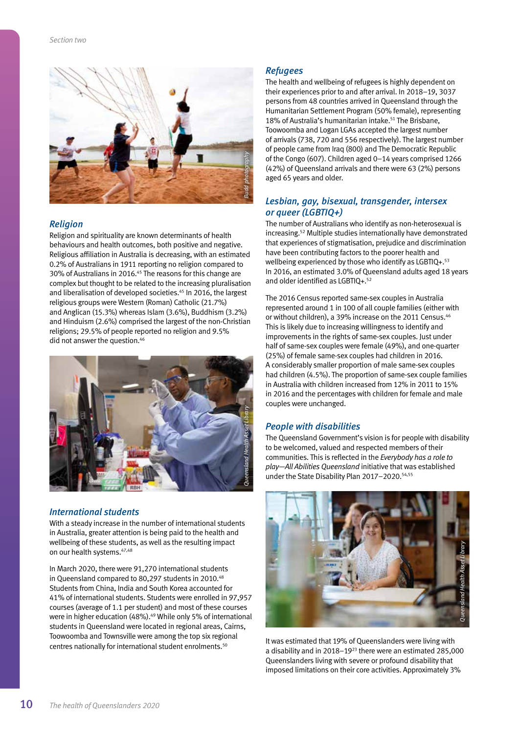### Religion

Religion and spirituality are known determinants of health behaviours and health outcomes, both positive and negative. Religious affiliation in Australia is decreasing, with an estimated 0.2% of Australians in 1911 reporting no religion compared to 30% of Australians in 2016.[45] The reasons for this change are complex but thought to be related to the increasing pluralisation and liberalisation of developed societies.[45] In 2016, the largest religious groups were Western (Roman) Catholic (21.7%) and Anglican (15.3%) whereas Islam (3.6%), Buddhism (3.2%) and Hinduism (2.6%) comprised the largest of the non-Christian religions; 29.5% of people reported no religion and 9.5% did not answer the question.[46]

### International students

With a steady increase in the number of international students in Australia, greater attention is being paid to the health and wellbeing of these students, as well as the resulting impact on our health systems.[47,48]

In March 2020, there were 91,270 international students in Queensland compared to 80,297 students in 2010.[48] Students from China, India and South Korea accounted for 41% of international students. Students were enrolled in 97,957 courses (average of 1.1 per student) and most of these courses were in higher education (48%).[49] While only 5% of international students in Queensland were located in regional areas, Cairns, Toowoomba and Townsville were among the top six regional centres nationally for international student enrolments.[50]

### Refugees

The health and wellbeing of refugees is highly dependent on their experiences prior to and after arrival. In 2018–19, 3037 persons from 48 countries arrived in Queensland through the Humanitarian Settlement Program (50% female), representing 18% of Australia's humanitarian intake.[51] The Brisbane, Toowoomba and Logan LGAs accepted the largest number of arrivals (738, 720 and 556 respectively). The largest number of people came from Iraq (800) and The Democratic Republic of the Congo (607). Children aged 0–14 years comprised 1266 (42%) of Queensland arrivals and there were 63 (2%) persons aged 65 years and older.

### Lesbian, gay, bisexual, transgender, intersex or queer (LGBTIQ+)

The number of Australians who identify as non-heterosexual is increasing.[52] Multiple studies internationally have demonstrated that experiences of stigmatisation, prejudice and discrimination have been contributing factors to the poorer health and wellbeing experienced by those who identify as LGBTIQ+.[53] In 2016, an estimated 3.0% of Queensland adults aged 18 years and older identified as LGBTIQ+.[52]

The 2016 Census reported same-sex couples in Australia represented around 1 in 100 of all couple families (either with or without children), a 39% increase on the 2011 Census.[46] This is likely due to increasing willingness to identify and improvements in the rights of same-sex couples. Just under half of same-sex couples were female (49%), and one-quarter (25%) of female same-sex couples had children in 2016. A considerably smaller proportion of male same-sex couples had children (4.5%). The proportion of same-sex couple families in Australia with children increased from 12% in 2011 to 15% in 2016 and the percentages with children for female and male couples were unchanged.

### People with disabilities

The Queensland Government's vision is for people with disability to be welcomed, valued and respected members of their communities. This is reflected in the *Everybody has a role to play—All Abilities Queensland* initiative that was established under the State Disability Plan 2017–2020.[54,55]

It was estimated that 19% of Queenslanders were living with a disability and in 2018–19[23] there were an estimated 285,000 Queenslanders living with severe or profound disability that imposed limitations on their core activities. Approximately 3%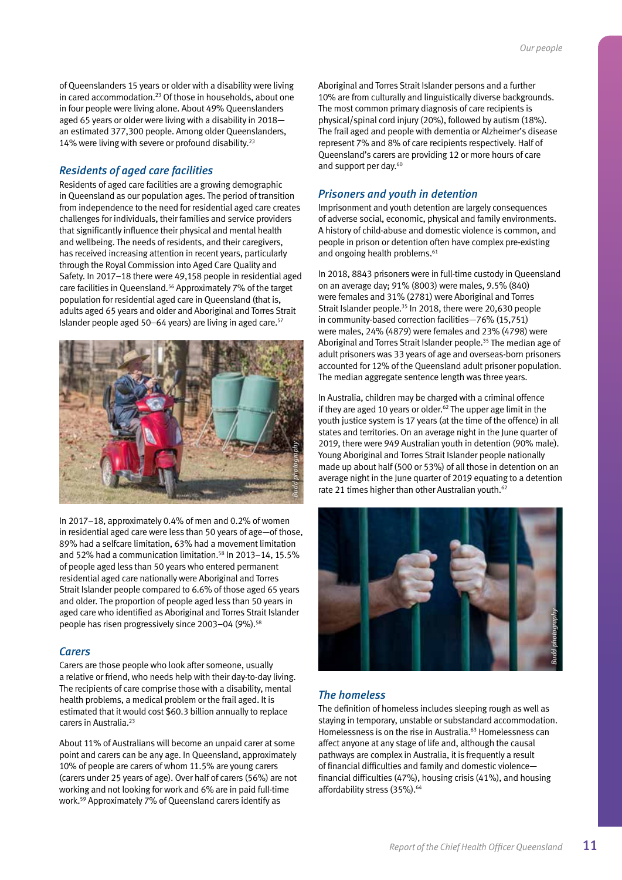of Queenslanders 15 years or older with a disability were living in cared accommodation.[23] Of those in households, about one in four people were living alone. About 49% Queenslanders aged 65 years or older were living with a disability in 2018—an estimated 377,300 people. Among older Queenslanders, 14% were living with severe or profound disability.[23]

### *Residents of aged care facilities*

Residents of aged care facilities are a growing demographic in Queensland as our population ages. The period of transition from independence to the need for residential aged care creates challenges for individuals, their families and service providers that significantly influence their physical and mental health and wellbeing. The needs of residents, and their caregivers, has received increasing attention in recent years, particularly through the Royal Commission into Aged Care Quality and Safety. In 2017–18 there were 49,158 people in residential aged care facilities in Queensland.[56] Approximately 7% of the target population for residential aged care in Queensland (that is, adults aged 65 years and older and Aboriginal and Torres Strait Islander people aged 50–64 years) are living in aged care.[57]

In 2017–18, approximately 0.4% of men and 0.2% of women in residential aged care were less than 50 years of age—of those, 89% had a selfcare limitation, 63% had a movement limitation and 52% had a communication limitation.[58] In 2013–14, 15.5% of people aged less than 50 years who entered permanent residential aged care nationally were Aboriginal and Torres Strait Islander people compared to 6.6% of those aged 65 years and older. The proportion of people aged less than 50 years in aged care who identified as Aboriginal and Torres Strait Islander people has risen progressively since 2003–04 (9%).[58]

### *Carers*

Carers are those people who look after someone, usually a relative or friend, who needs help with their day-to-day living. The recipients of care comprise those with a disability, mental health problems, a medical problem or the frail aged. It is estimated that it would cost $60.3 billion annually to replace carers in Australia.[23]

About 11% of Australians will become an unpaid carer at some point and carers can be any age. In Queensland, approximately 10% of people are carers of whom 11.5% are young carers (carers under 25 years of age). Over half of carers (56%) are not working and not looking for work and 6% are in paid full-time work.[59] Approximately 7% of Queensland carers identify as Aboriginal and Torres Strait Islander persons and a further 10% are from culturally and linguistically diverse backgrounds. The most common primary diagnosis of care recipients is physical/spinal cord injury (20%), followed by autism (18%). The frail aged and people with dementia or Alzheimer's disease represent 7% and 8% of care recipients respectively. Half of Queensland's carers are providing 12 or more hours of care and support per day.[60]

### *Prisoners and youth in detention*

Imprisonment and youth detention are largely consequences of adverse social, economic, physical and family environments. A history of child-abuse and domestic violence is common, and people in prison or detention often have complex pre-existing and ongoing health problems.[61]

In 2018, 8843 prisoners were in full-time custody in Queensland on an average day; 91% (8003) were males, 9.5% (840) were females and 31% (2781) were Aboriginal and Torres Strait Islander people.[35] In 2018, there were 20,630 people in community-based correction facilities—76% (15,751) were males, 24% (4879) were females and 23% (4798) were Aboriginal and Torres Strait Islander people.[35] The median age of adult prisoners was 33 years of age and overseas-born prisoners accounted for 12% of the Queensland adult prisoner population. The median aggregate sentence length was three years.

In Australia, children may be charged with a criminal offence if they are aged 10 years or older.[62] The upper age limit in the youth justice system is 17 years (at the time of the offence) in all states and territories. On an average night in the June quarter of 2019, there were 949 Australian youth in detention (90% male). Young Aboriginal and Torres Strait Islander people nationally made up about half (500 or 53%) of all those in detention on an average night in the June quarter of 2019 equating to a detention rate 21 times higher than other Australian youth.[62]

### *The homeless*

The definition of homeless includes sleeping rough as well as staying in temporary, unstable or substandard accommodation. Homelessness is on the rise in Australia.[63] Homelessness can affect anyone at any stage of life and, although the causal pathways are complex in Australia, it is frequently a result of financial difficulties and family and domestic violence—financial difficulties (47%), housing crisis (41%), and housing affordability stress (35%).[64]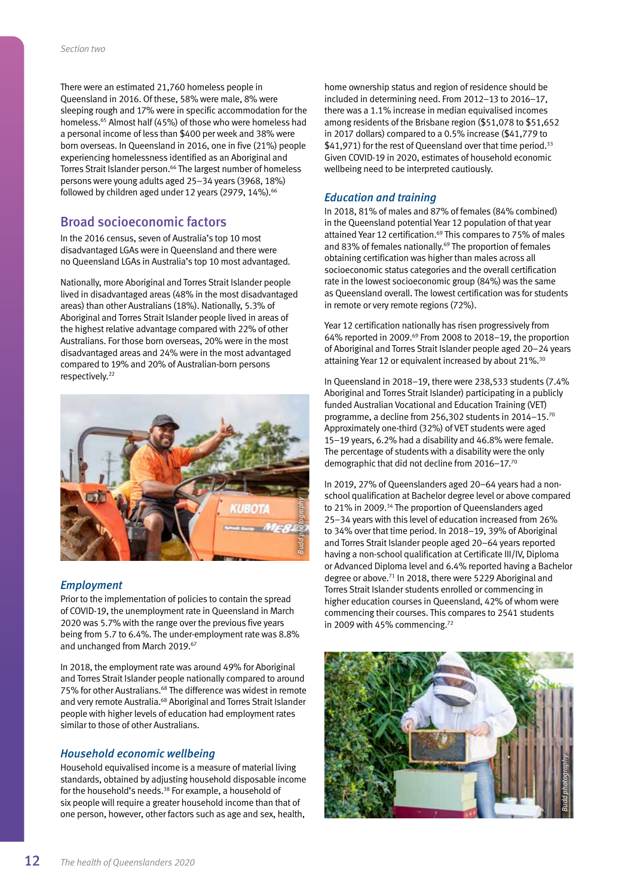There were an estimated 21,760 homeless people in Queensland in 2016. Of these, 58% were male, 8% were sleeping rough and 17% were in specific accommodation for the homeless.[65] Almost half (45%) of those who were homeless had a personal income of less than $400 per week and 38% were born overseas. In Queensland in 2016, one in five (21%) people experiencing homelessness identified as an Aboriginal and Torres Strait Islander person.[66] The largest number of homeless persons were young adults aged 25–34 years (3968, 18%) followed by children aged under 12 years (2979, 14%).[66]

## Broad socioeconomic factors

In the 2016 census, seven of Australia's top 10 most disadvantaged LGAs were in Queensland and there were no Queensland LGAs in Australia's top 10 most advantaged.

Nationally, more Aboriginal and Torres Strait Islander people lived in disadvantaged areas (48% in the most disadvantaged areas) than other Australians (18%). Nationally, 5.3% of Aboriginal and Torres Strait Islander people lived in areas of the highest relative advantage compared with 22% of other Australians. For those born overseas, 20% were in the most disadvantaged areas and 24% were in the most advantaged compared to 19% and 20% of Australian-born persons respectively.[22]

*Budd photography*

### *Employment*

Prior to the implementation of policies to contain the spread of COVID-19, the unemployment rate in Queensland in March 2020 was 5.7% with the range over the previous five years being from 5.7 to 6.4%. The under-employment rate was 8.8% and unchanged from March 2019.[67]

In 2018, the employment rate was around 49% for Aboriginal and Torres Strait Islander people nationally compared to around 75% for other Australians.[68] The difference was widest in remote and very remote Australia.[68] Aboriginal and Torres Strait Islander people with higher levels of education had employment rates similar to those of other Australians.

### *Household economic wellbeing*

Household equivalised income is a measure of material living standards, obtained by adjusting household disposable income for the household's needs.[38] For example, a household of six people will require a greater household income than that of one person, however, other factors such as age and sex, health, home ownership status and region of residence should be included in determining need. From 2012–13 to 2016–17, there was a 1.1% increase in median equivalised incomes among residents of the Brisbane region ($51,078 to $51,652 in 2017 dollars) compared to a 0.5% increase ($41,779 to $41,971) for the rest of Queensland over that time period.[33] Given COVID-19 in 2020, estimates of household economic wellbeing need to be interpreted cautiously.

### *Education and training*

In 2018, 81% of males and 87% of females (84% combined) in the Queensland potential Year 12 population of that year attained Year 12 certification.[69] This compares to 75% of males and 83% of females nationally.[69] The proportion of females obtaining certification was higher than males across all socioeconomic status categories and the overall certification rate in the lowest socioeconomic group (84%) was the same as Queensland overall. The lowest certification was for students in remote or very remote regions (72%).

Year 12 certification nationally has risen progressively from 64% reported in 2009.[69] From 2008 to 2018–19, the proportion of Aboriginal and Torres Strait Islander people aged 20–24 years attaining Year 12 or equivalent increased by about 21%.[30]

In Queensland in 2018–19, there were 238,533 students (7.4% Aboriginal and Torres Strait Islander) participating in a publicly funded Australian Vocational and Education Training (VET) programme, a decline from 256,302 students in 2014–15.[70] Approximately one-third (32%) of VET students were aged 15–19 years, 6.2% had a disability and 46.8% were female. The percentage of students with a disability were the only demographic that did not decline from 2016–17.[70]

In 2019, 27% of Queenslanders aged 20–64 years had a non-school qualification at Bachelor degree level or above compared to 21% in 2009.[34] The proportion of Queenslanders aged 25–34 years with this level of education increased from 26% to 34% over that time period. In 2018–19, 39% of Aboriginal and Torres Strait Islander people aged 20–64 years reported having a non-school qualification at Certificate III/IV, Diploma or Advanced Diploma level and 6.4% reported having a Bachelor degree or above.[71] In 2018, there were 5229 Aboriginal and Torres Strait Islander students enrolled or commencing in higher education courses in Queensland, 42% of whom were commencing their courses. This compares to 2541 students in 2009 with 45% commencing.[72]

*Budd photography*